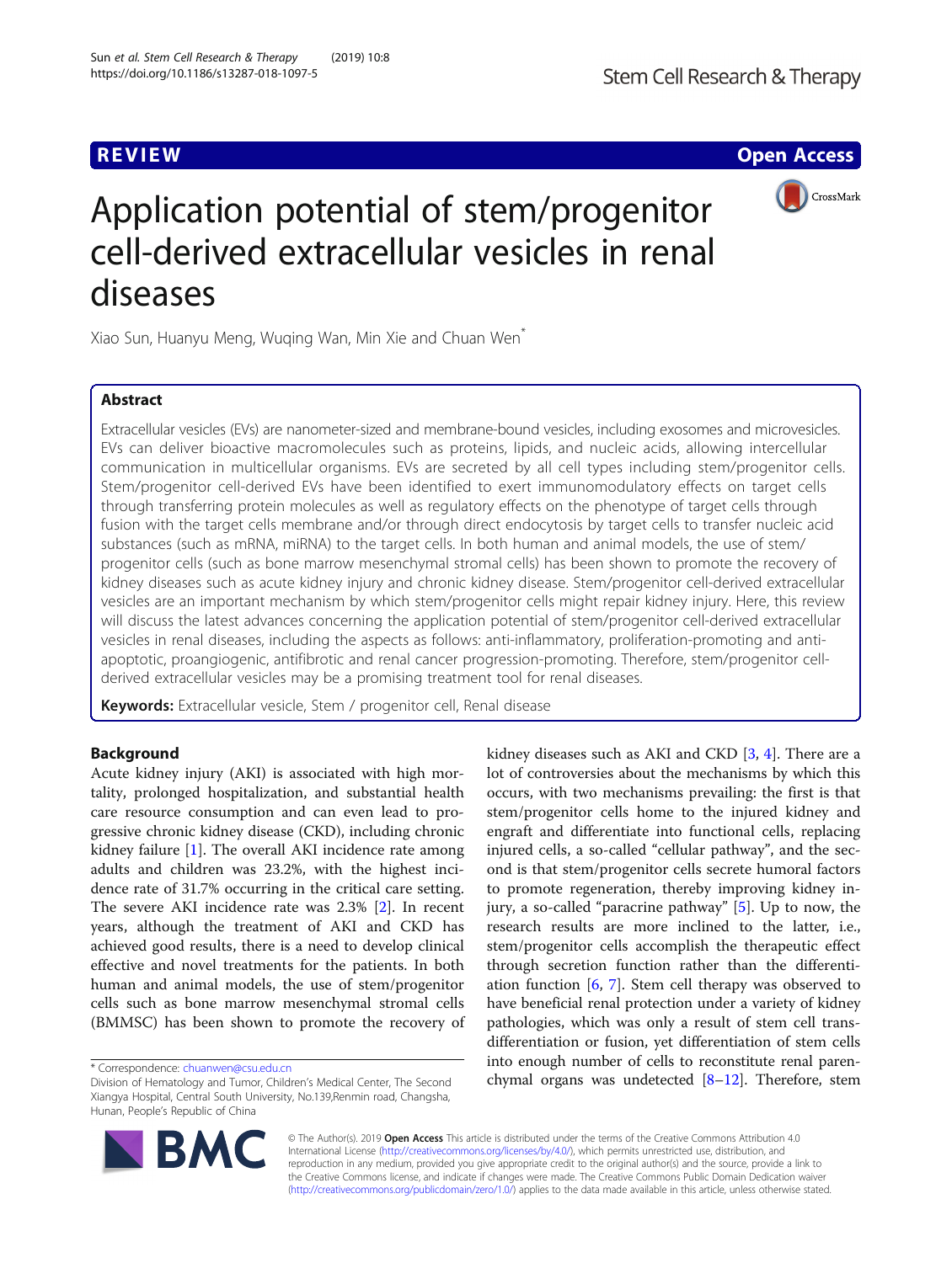REVIEW

Open Access

# Application potential of stem/progenitor cell-derived extracellular vesicles in renal diseases

Xiao Sun, Huanyu Meng, Wuqing Wan, Min Xie and Chuan Wen*

## Abstract

Extracellular vesicles (EVs) are nanometer-sized and membrane-bound vesicles, including exosomes and microvesicles. EVs can deliver bioactive macromolecules such as proteins, lipids, and nucleic acids, allowing intercellular communication in multicellular organisms. EVs are secreted by all cell types including stem/progenitor cells. Stem/progenitor cell-derived EVs have been identified to exert immunomodulatory effects on target cells through transferring protein molecules as well as regulatory effects on the phenotype of target cells through fusion with the target cells membrane and/or through direct endocytosis by target cells to transfer nucleic acid substances (such as mRNA, miRNA) to the target cells. In both human and animal models, the use of stem/progenitor cells (such as bone marrow mesenchymal stromal cells) has been shown to promote the recovery of kidney diseases such as acute kidney injury and chronic kidney disease. Stem/progenitor cell-derived extracellular vesicles are an important mechanism by which stem/progenitor cells might repair kidney injury. Here, this review will discuss the latest advances concerning the application potential of stem/progenitor cell-derived extracellular vesicles in renal diseases, including the aspects as follows: anti-inflammatory, proliferation-promoting and anti-apoptotic, proangiogenic, antifibrotic and renal cancer progression-promoting. Therefore, stem/progenitor cell-derived extracellular vesicles may be a promising treatment tool for renal diseases.

**Keywords:** Extracellular vesicle, Stem / progenitor cell, Renal disease

## Background

Acute kidney injury (AKI) is associated with high mortality, prolonged hospitalization, and substantial health care resource consumption and can even lead to progressive chronic kidney disease (CKD), including chronic kidney failure [1]. The overall AKI incidence rate among adults and children was 23.2%, with the highest incidence rate of 31.7% occurring in the critical care setting. The severe AKI incidence rate was 2.3% [2]. In recent years, although the treatment of AKI and CKD has achieved good results, there is a need to develop clinical effective and novel treatments for the patients. In both human and animal models, the use of stem/progenitor cells such as bone marrow mesenchymal stromal cells (BMMSC) has been shown to promote the recovery of kidney diseases such as AKI and CKD [3, 4]. There are a lot of controversies about the mechanisms by which this occurs, with two mechanisms prevailing: the first is that stem/progenitor cells home to the injured kidney and engraft and differentiate into functional cells, replacing injured cells, a so-called "cellular pathway", and the second is that stem/progenitor cells secrete humoral factors to promote regeneration, thereby improving kidney injury, a so-called "paracrine pathway" [5]. Up to now, the research results are more inclined to the latter, i.e., stem/progenitor cells accomplish the therapeutic effect through secretion function rather than the differentiation function [6, 7]. Stem cell therapy was observed to have beneficial renal protection under a variety of kidney pathologies, which was only a result of stem cell trans-differentiation or fusion, yet differentiation of stem cells into enough number of cells to reconstitute renal parenchymal organs was undetected [8–12]. Therefore, stem

* Correspondence: chuanwen@csu.edu.cn
Division of Hematology and Tumor, Children's Medical Center, The Second Xiangya Hospital, Central South University, No.139,Renmin road, Changsha, Hunan, People's Republic of China

© The Author(s). 2019 **Open Access** This article is distributed under the terms of the Creative Commons Attribution 4.0 International License (http://creativecommons.org/licenses/by/4.0/), which permits unrestricted use, distribution, and reproduction in any medium, provided you give appropriate credit to the original author(s) and the source, provide a link to the Creative Commons license, and indicate if changes were made. The Creative Commons Public Domain Dedication waiver (http://creativecommons.org/publicdomain/zero/1.0/) applies to the data made available in this article, unless otherwise stated.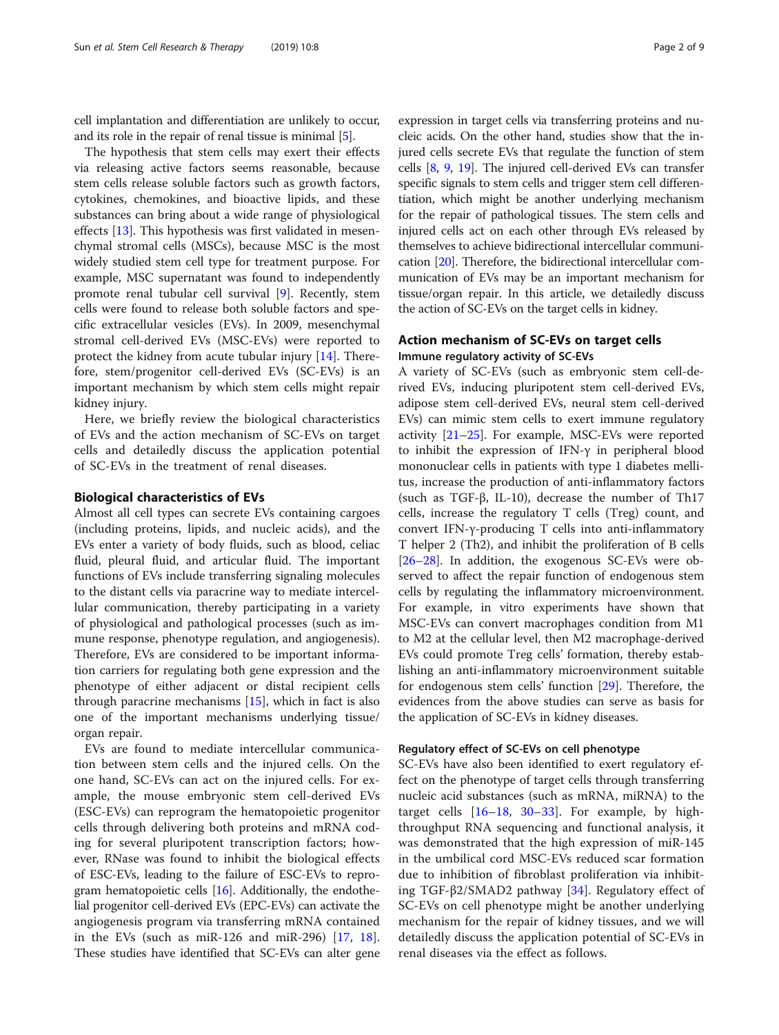cell implantation and differentiation are unlikely to occur, and its role in the repair of renal tissue is minimal [5].

The hypothesis that stem cells may exert their effects via releasing active factors seems reasonable, because stem cells release soluble factors such as growth factors, cytokines, chemokines, and bioactive lipids, and these substances can bring about a wide range of physiological effects [13]. This hypothesis was first validated in mesenchymal stromal cells (MSCs), because MSC is the most widely studied stem cell type for treatment purpose. For example, MSC supernatant was found to independently promote renal tubular cell survival [9]. Recently, stem cells were found to release both soluble factors and specific extracellular vesicles (EVs). In 2009, mesenchymal stromal cell-derived EVs (MSC-EVs) were reported to protect the kidney from acute tubular injury [14]. Therefore, stem/progenitor cell-derived EVs (SC-EVs) is an important mechanism by which stem cells might repair kidney injury.

Here, we briefly review the biological characteristics of EVs and the action mechanism of SC-EVs on target cells and detailedly discuss the application potential of SC-EVs in the treatment of renal diseases.

## Biological characteristics of EVs

Almost all cell types can secrete EVs containing cargoes (including proteins, lipids, and nucleic acids), and the EVs enter a variety of body fluids, such as blood, celiac fluid, pleural fluid, and articular fluid. The important functions of EVs include transferring signaling molecules to the distant cells via paracrine way to mediate intercellular communication, thereby participating in a variety of physiological and pathological processes (such as immune response, phenotype regulation, and angiogenesis). Therefore, EVs are considered to be important information carriers for regulating both gene expression and the phenotype of either adjacent or distal recipient cells through paracrine mechanisms [15], which in fact is also one of the important mechanisms underlying tissue/organ repair.

EVs are found to mediate intercellular communication between stem cells and the injured cells. On the one hand, SC-EVs can act on the injured cells. For example, the mouse embryonic stem cell-derived EVs (ESC-EVs) can reprogram the hematopoietic progenitor cells through delivering both proteins and mRNA coding for several pluripotent transcription factors; however, RNase was found to inhibit the biological effects of ESC-EVs, leading to the failure of ESC-EVs to reprogram hematopoietic cells [16]. Additionally, the endothelial progenitor cell-derived EVs (EPC-EVs) can activate the angiogenesis program via transferring mRNA contained in the EVs (such as miR-126 and miR-296) [17, 18]. These studies have identified that SC-EVs can alter gene expression in target cells via transferring proteins and nucleic acids. On the other hand, studies show that the injured cells secrete EVs that regulate the function of stem cells [8, 9, 19]. The injured cell-derived EVs can transfer specific signals to stem cells and trigger stem cell differentiation, which might be another underlying mechanism for the repair of pathological tissues. The stem cells and injured cells act on each other through EVs released by themselves to achieve bidirectional intercellular communication [20]. Therefore, the bidirectional intercellular communication of EVs may be an important mechanism for tissue/organ repair. In this article, we detailedly discuss the action of SC-EVs on the target cells in kidney.

## Action mechanism of SC-EVs on target cells

### Immune regulatory activity of SC-EVs

A variety of SC-EVs (such as embryonic stem cell-derived EVs, inducing pluripotent stem cell-derived EVs, adipose stem cell-derived EVs, neural stem cell-derived EVs) can mimic stem cells to exert immune regulatory activity [21–25]. For example, MSC-EVs were reported to inhibit the expression of IFN-γ in peripheral blood mononuclear cells in patients with type 1 diabetes mellitus, increase the production of anti-inflammatory factors (such as TGF-β, IL-10), decrease the number of Th17 cells, increase the regulatory T cells (Treg) count, and convert IFN-γ-producing T cells into anti-inflammatory T helper 2 (Th2), and inhibit the proliferation of B cells [26–28]. In addition, the exogenous SC-EVs were observed to affect the repair function of endogenous stem cells by regulating the inflammatory microenvironment. For example, in vitro experiments have shown that MSC-EVs can convert macrophages condition from M1 to M2 at the cellular level, then M2 macrophage-derived EVs could promote Treg cells' formation, thereby establishing an anti-inflammatory microenvironment suitable for endogenous stem cells' function [29]. Therefore, the evidences from the above studies can serve as basis for the application of SC-EVs in kidney diseases.

### Regulatory effect of SC-EVs on cell phenotype

SC-EVs have also been identified to exert regulatory effect on the phenotype of target cells through transferring nucleic acid substances (such as mRNA, miRNA) to the target cells [16–18, 30–33]. For example, by high-throughput RNA sequencing and functional analysis, it was demonstrated that the high expression of miR-145 in the umbilical cord MSC-EVs reduced scar formation due to inhibition of fibroblast proliferation via inhibiting TGF-β2/SMAD2 pathway [34]. Regulatory effect of SC-EVs on cell phenotype might be another underlying mechanism for the repair of kidney tissues, and we will detailedly discuss the application potential of SC-EVs in renal diseases via the effect as follows.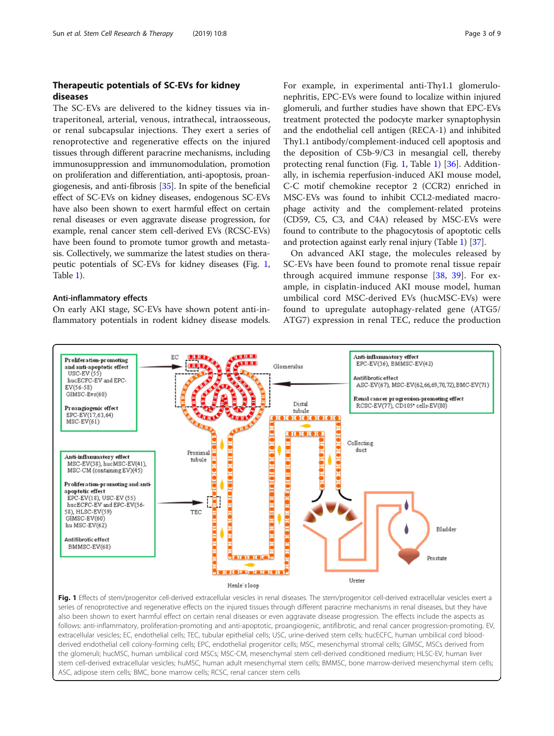## Therapeutic potentials of SC-EVs for kidney diseases

The SC-EVs are delivered to the kidney tissues via intraperitoneal, arterial, venous, intrathecal, intraosseous, or renal subcapsular injections. They exert a series of renoprotective and regenerative effects on the injured tissues through different paracrine mechanisms, including immunosuppression and immunomodulation, promotion on proliferation and differentiation, anti-apoptosis, proangiogenesis, and anti-fibrosis [35]. In spite of the beneficial effect of SC-EVs on kidney diseases, endogenous SC-EVs have also been shown to exert harmful effect on certain renal diseases or even aggravate disease progression, for example, renal cancer stem cell-derived EVs (RCSC-EVs) have been found to promote tumor growth and metastasis. Collectively, we summarize the latest studies on therapeutic potentials of SC-EVs for kidney diseases (Fig. 1, Table 1).

### Anti-inflammatory effects

On early AKI stage, SC-EVs have shown potent anti-inflammatory potentials in rodent kidney disease models. For example, in experimental anti-Thy1.1 glomerulonephritis, EPC-EVs were found to localize within injured glomeruli, and further studies have shown that EPC-EVs treatment protected the podocyte marker synaptophysin and the endothelial cell antigen (RECA-1) and inhibited Thy1.1 antibody/complement-induced cell apoptosis and the deposition of C5b-9/C3 in mesangial cell, thereby protecting renal function (Fig. 1, Table 1) [36]. Additionally, in ischemia reperfusion-induced AKI mouse model, C-C motif chemokine receptor 2 (CCR2) enriched in MSC-EVs was found to inhibit CCL2-mediated macrophage activity and the complement-related proteins (CD59, C5, C3, and C4A) released by MSC-EVs were found to contribute to the phagocytosis of apoptotic cells and protection against early renal injury (Table 1) [37].

On advanced AKI stage, the molecules released by SC-EVs have been found to promote renal tissue repair through acquired immune response [38, 39]. For example, in cisplatin-induced AKI mouse model, human umbilical cord MSC-derived EVs (hucMSC-EVs) were found to upregulate autophagy-related gene (ATG5/ATG7) expression in renal TEC, reduce the production

**Fig. 1** Effects of stem/progenitor cell-derived extracellular vesicles in renal diseases. The stem/progenitor cell-derived extracellular vesicles exert a series of renoprotective and regenerative effects on the injured tissues through different paracrine mechanisms in renal diseases, but they have also been shown to exert harmful effect on certain renal diseases or even aggravate disease progression. The effects include the aspects as follows: anti-inflammatory, proliferation-promoting and anti-apoptotic, proangiogenic, antifibrotic, and renal cancer progression-promoting. EV, extracellular vesicles; EC, endothelial cells; TEC, tubular epithelial cells; USC, urine-derived stem cells; hucECFC, human umbilical cord blood-derived endothelial cell colony-forming cells; EPC, endothelial progenitor cells; MSC, mesenchymal stromal cells; GlMSC, MSCs derived from the glomeruli; hucMSC, human umbilical cord MSCs; MSC-CM, mesenchymal stem cell-derived conditioned medium; HLSC-EV, human liver stem cell-derived extracellular vesicles; huMSC, human adult mesenchymal stem cells; BMMSC, bone marrow-derived mesenchymal stem cells; ASC, adipose stem cells; BMC, bone marrow cells; RCSC, renal cancer stem cells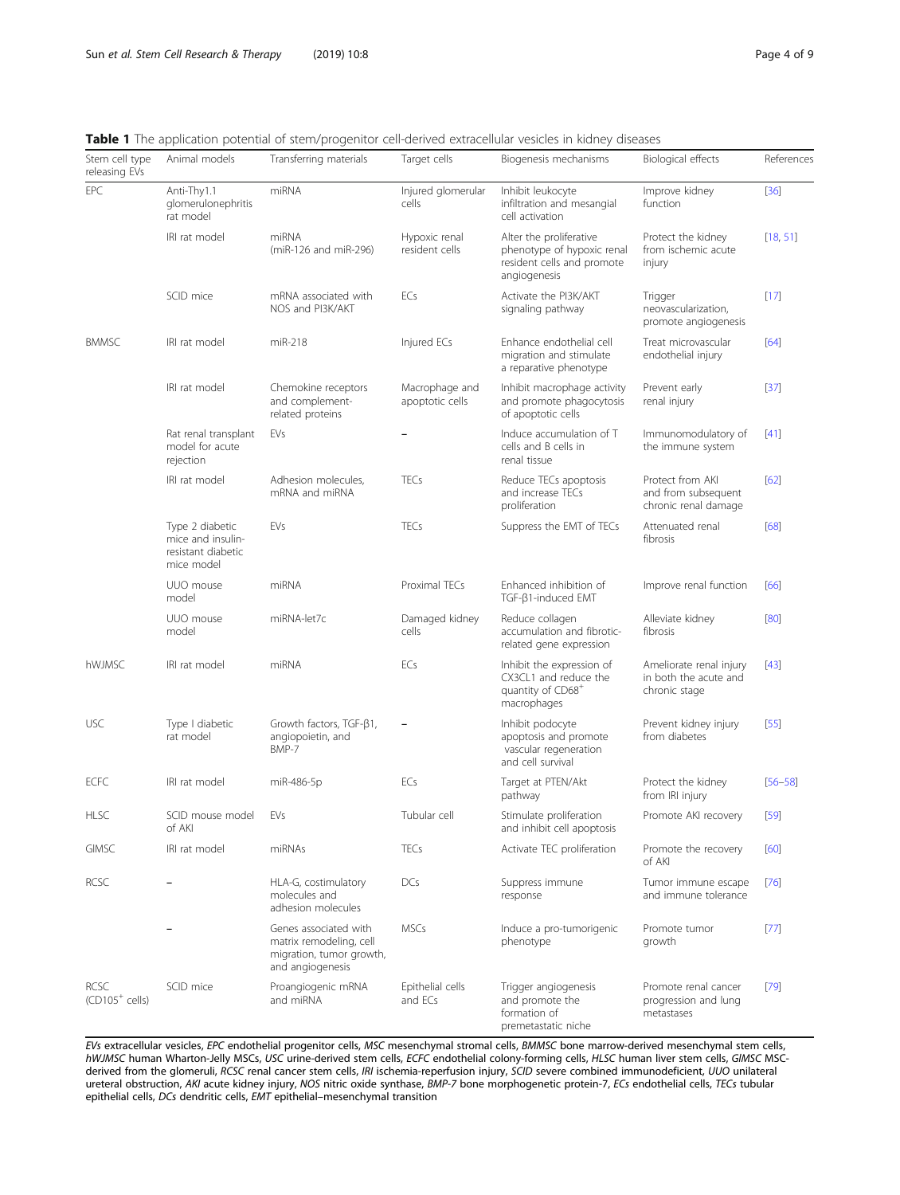**Table 1** The application potential of stem/progenitor cell-derived extracellular vesicles in kidney diseases

| Stem cell type releasing EVs | Animal models | Transferring materials | Target cells | Biogenesis mechanisms | Biological effects | References |
|---|---|---|---|---|---|---|
| EPC | Anti-Thy1.1 glomerulonephritis rat model | miRNA | Injured glomerular cells | Inhibit leukocyte infiltration and mesangial cell activation | Improve kidney function | [36] |
| | IRI rat model | miRNA (miR-126 and miR-296) | Hypoxic renal resident cells | Alter the proliferative phenotype of hypoxic renal resident cells and promote angiogenesis | Protect the kidney from ischemic acute injury | [18, 51] |
| | SCID mice | mRNA associated with NOS and PI3K/AKT | ECs | Activate the PI3K/AKT signaling pathway | Trigger neovascularization, promote angiogenesis | [17] |
| BMMSC | IRI rat model | miR-218 | Injured ECs | Enhance endothelial cell migration and stimulate a reparative phenotype | Treat microvascular endothelial injury | [64] |
| | IRI rat model | Chemokine receptors and complement-related proteins | Macrophage and apoptotic cells | Inhibit macrophage activity and promote phagocytosis of apoptotic cells | Prevent early renal injury | [37] |
| | Rat renal transplant model for acute rejection | EVs | – | Induce accumulation of T cells and B cells in renal tissue | Immunomodulatory of the immune system | [41] |
| | IRI rat model | Adhesion molecules, mRNA and miRNA | TECs | Reduce TECs apoptosis and increase TECs proliferation | Protect from AKI and from subsequent chronic renal damage | [62] |
| | Type 2 diabetic mice and insulin-resistant diabetic mice model | EVs | TECs | Suppress the EMT of TECs | Attenuated renal fibrosis | [68] |
| | UUO mouse model | miRNA | Proximal TECs | Enhanced inhibition of TGF-β1-induced EMT | Improve renal function | [66] |
| | UUO mouse model | miRNA-let7c | Damaged kidney cells | Reduce collagen accumulation and fibrotic-related gene expression | Alleviate kidney fibrosis | [80] |
| hWJMSC | IRI rat model | miRNA | ECs | Inhibit the expression of CX3CL1 and reduce the quantity of CD68$^{+}$ macrophages | Ameliorate renal injury in both the acute and chronic stage | [43] |
| USC | Type I diabetic rat model | Growth factors, TGF-β1, angiopoietin, and BMP-7 | – | Inhibit podocyte apoptosis and promote vascular regeneration and cell survival | Prevent kidney injury from diabetes | [55] |
| ECFC | IRI rat model | miR-486-5p | ECs | Target at PTEN/Akt pathway | Protect the kidney from IRI injury | [56–58] |
| HLSC | SCID mouse model of AKI | EVs | Tubular cell | Stimulate proliferation and inhibit cell apoptosis | Promote AKI recovery | [59] |
| GIMSC | IRI rat model | miRNAs | TECs | Activate TEC proliferation | Promote the recovery of AKI | [60] |
| RCSC | – | HLA-G, costimulatory molecules and adhesion molecules | DCs | Suppress immune response | Tumor immune escape and immune tolerance | [76] |
| | – | Genes associated with matrix remodeling, cell migration, tumor growth, and angiogenesis | MSCs | Induce a pro-tumorigenic phenotype | Promote tumor growth | [77] |
| RCSC (CD105$^{+}$ cells) | SCID mice | Proangiogenic mRNA and miRNA | Epithelial cells and ECs | Trigger angiogenesis and promote the formation of premetastatic niche | Promote renal cancer progression and lung metastases | [79] |

*EVs* extracellular vesicles, *EPC* endothelial progenitor cells, *MSC* mesenchymal stromal cells, *BMMSC* bone marrow-derived mesenchymal stem cells, *hWJMSC* human Wharton-Jelly MSCs, *USC* urine-derived stem cells, *ECFC* endothelial colony-forming cells, *HLSC* human liver stem cells, *GIMSC* MSC-derived from the glomeruli, *RCSC* renal cancer stem cells, *IRI* ischemia-reperfusion injury, *SCID* severe combined immunodeficient, *UUO* unilateral ureteral obstruction, *AKI* acute kidney injury, *NOS* nitric oxide synthase, *BMP-7* bone morphogenetic protein-7, *ECs* endothelial cells, *TECs* tubular epithelial cells, *DCs* dendritic cells, *EMT* epithelial–mesenchymal transition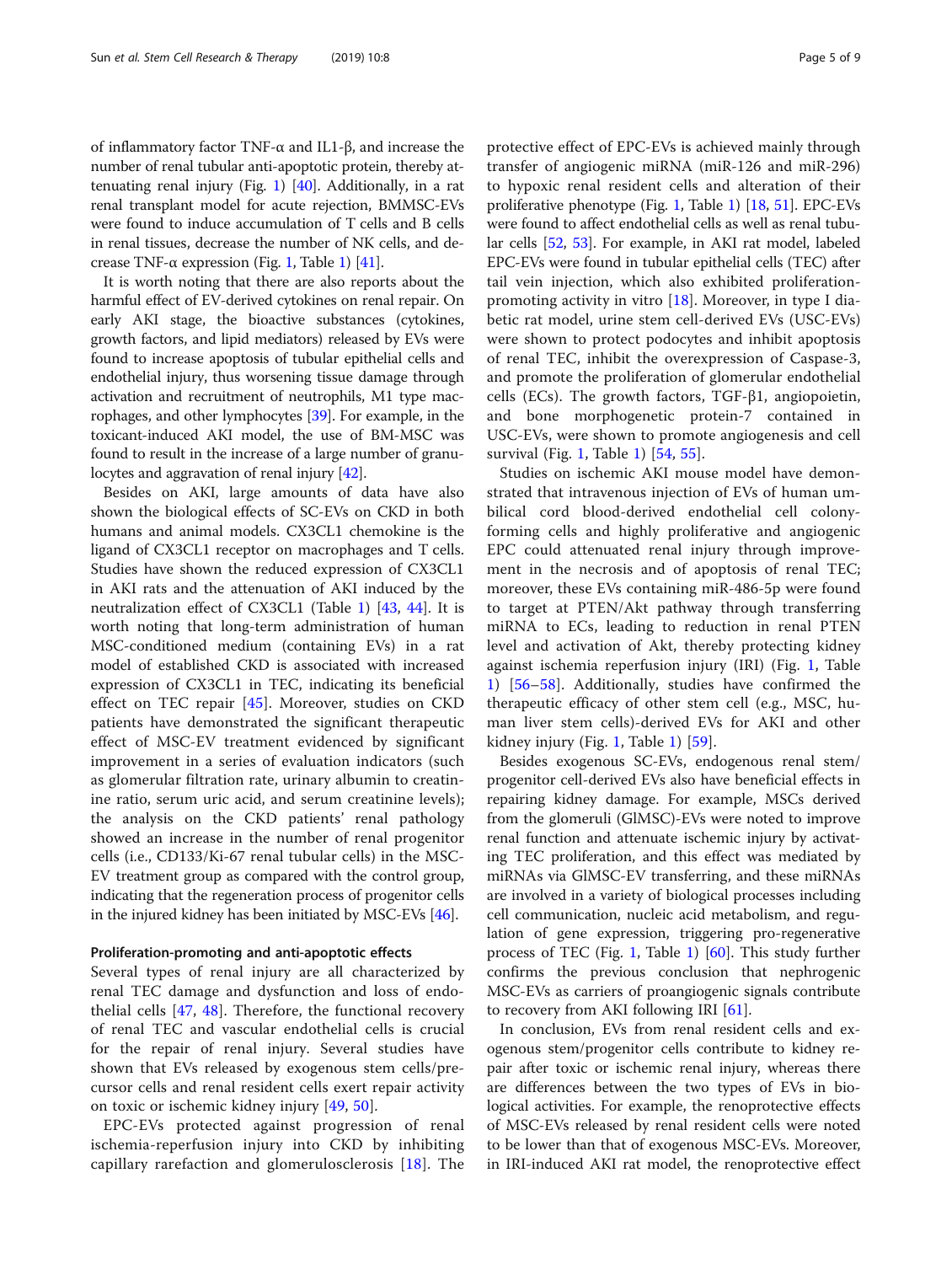of inflammatory factor TNF-α and IL1-β, and increase the number of renal tubular anti-apoptotic protein, thereby attenuating renal injury (Fig. 1) [40]. Additionally, in a rat renal transplant model for acute rejection, BMMSC-EVs were found to induce accumulation of T cells and B cells in renal tissues, decrease the number of NK cells, and decrease TNF-α expression (Fig. 1, Table 1) [41].

It is worth noting that there are also reports about the harmful effect of EV-derived cytokines on renal repair. On early AKI stage, the bioactive substances (cytokines, growth factors, and lipid mediators) released by EVs were found to increase apoptosis of tubular epithelial cells and endothelial injury, thus worsening tissue damage through activation and recruitment of neutrophils, M1 type macrophages, and other lymphocytes [39]. For example, in the toxicant-induced AKI model, the use of BM-MSC was found to result in the increase of a large number of granulocytes and aggravation of renal injury [42].

Besides on AKI, large amounts of data have also shown the biological effects of SC-EVs on CKD in both humans and animal models. CX3CL1 chemokine is the ligand of CX3CL1 receptor on macrophages and T cells. Studies have shown the reduced expression of CX3CL1 in AKI rats and the attenuation of AKI induced by the neutralization effect of CX3CL1 (Table 1) [43, 44]. It is worth noting that long-term administration of human MSC-conditioned medium (containing EVs) in a rat model of established CKD is associated with increased expression of CX3CL1 in TEC, indicating its beneficial effect on TEC repair [45]. Moreover, studies on CKD patients have demonstrated the significant therapeutic effect of MSC-EV treatment evidenced by significant improvement in a series of evaluation indicators (such as glomerular filtration rate, urinary albumin to creatinine ratio, serum uric acid, and serum creatinine levels); the analysis on the CKD patients' renal pathology showed an increase in the number of renal progenitor cells (i.e., CD133/Ki-67 renal tubular cells) in the MSC-EV treatment group as compared with the control group, indicating that the regeneration process of progenitor cells in the injured kidney has been initiated by MSC-EVs [46].

#### Proliferation-promoting and anti-apoptotic effects

Several types of renal injury are all characterized by renal TEC damage and dysfunction and loss of endothelial cells [47, 48]. Therefore, the functional recovery of renal TEC and vascular endothelial cells is crucial for the repair of renal injury. Several studies have shown that EVs released by exogenous stem cells/precursor cells and renal resident cells exert repair activity on toxic or ischemic kidney injury [49, 50].

EPC-EVs protected against progression of renal ischemia-reperfusion injury into CKD by inhibiting capillary rarefaction and glomerulosclerosis [18]. The protective effect of EPC-EVs is achieved mainly through transfer of angiogenic miRNA (miR-126 and miR-296) to hypoxic renal resident cells and alteration of their proliferative phenotype (Fig. 1, Table 1) [18, 51]. EPC-EVs were found to affect endothelial cells as well as renal tubular cells [52, 53]. For example, in AKI rat model, labeled EPC-EVs were found in tubular epithelial cells (TEC) after tail vein injection, which also exhibited proliferation-promoting activity in vitro [18]. Moreover, in type I diabetic rat model, urine stem cell-derived EVs (USC-EVs) were shown to protect podocytes and inhibit apoptosis of renal TEC, inhibit the overexpression of Caspase-3, and promote the proliferation of glomerular endothelial cells (ECs). The growth factors, TGF-β1, angiopoietin, and bone morphogenetic protein-7 contained in USC-EVs, were shown to promote angiogenesis and cell survival (Fig. 1, Table 1) [54, 55].

Studies on ischemic AKI mouse model have demonstrated that intravenous injection of EVs of human umbilical cord blood-derived endothelial cell colony-forming cells and highly proliferative and angiogenic EPC could attenuated renal injury through improvement in the necrosis and of apoptosis of renal TEC; moreover, these EVs containing miR-486-5p were found to target at PTEN/Akt pathway through transferring miRNA to ECs, leading to reduction in renal PTEN level and activation of Akt, thereby protecting kidney against ischemia reperfusion injury (IRI) (Fig. 1, Table 1) [56–58]. Additionally, studies have confirmed the therapeutic efficacy of other stem cell (e.g., MSC, human liver stem cells)-derived EVs for AKI and other kidney injury (Fig. 1, Table 1) [59].

Besides exogenous SC-EVs, endogenous renal stem/progenitor cell-derived EVs also have beneficial effects in repairing kidney damage. For example, MSCs derived from the glomeruli (GlMSC)-EVs were noted to improve renal function and attenuate ischemic injury by activating TEC proliferation, and this effect was mediated by miRNAs via GlMSC-EV transferring, and these miRNAs are involved in a variety of biological processes including cell communication, nucleic acid metabolism, and regulation of gene expression, triggering pro-regenerative process of TEC (Fig. 1, Table 1) [60]. This study further confirms the previous conclusion that nephrogenic MSC-EVs as carriers of proangiogenic signals contribute to recovery from AKI following IRI [61].

In conclusion, EVs from renal resident cells and exogenous stem/progenitor cells contribute to kidney repair after toxic or ischemic renal injury, whereas there are differences between the two types of EVs in biological activities. For example, the renoprotective effects of MSC-EVs released by renal resident cells were noted to be lower than that of exogenous MSC-EVs. Moreover, in IRI-induced AKI rat model, the renoprotective effect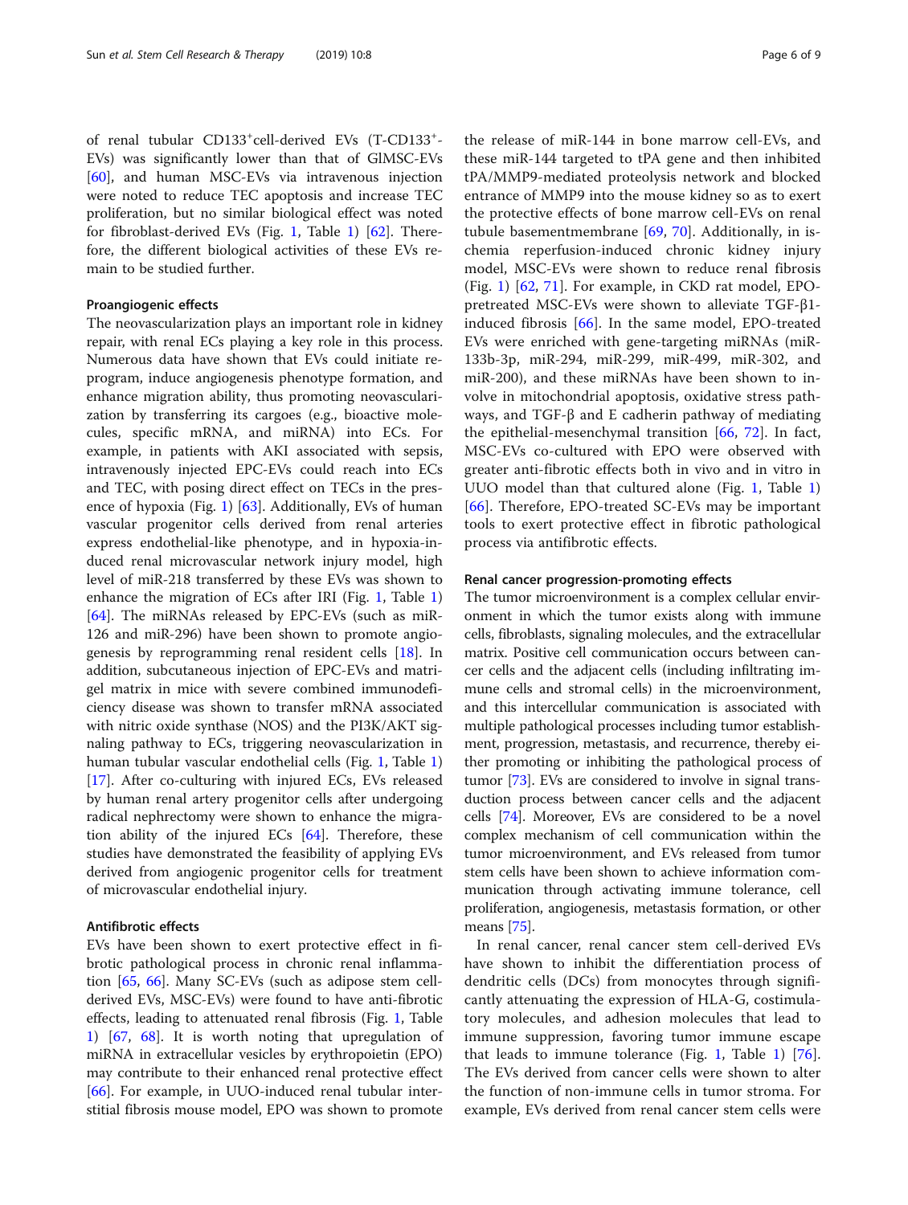of renal tubular CD133$^{+}$cell-derived EVs (T-CD133$^{+}$-EVs) was significantly lower than that of GlMSC-EVs [60], and human MSC-EVs via intravenous injection were noted to reduce TEC apoptosis and increase TEC proliferation, but no similar biological effect was noted for fibroblast-derived EVs (Fig. 1, Table 1) [62]. Therefore, the different biological activities of these EVs remain to be studied further.

#### Proangiogenic effects

The neovascularization plays an important role in kidney repair, with renal ECs playing a key role in this process. Numerous data have shown that EVs could initiate reprogram, induce angiogenesis phenotype formation, and enhance migration ability, thus promoting neovascularization by transferring its cargoes (e.g., bioactive molecules, specific mRNA, and miRNA) into ECs. For example, in patients with AKI associated with sepsis, intravenously injected EPC-EVs could reach into ECs and TEC, with posing direct effect on TECs in the presence of hypoxia (Fig. 1) [63]. Additionally, EVs of human vascular progenitor cells derived from renal arteries express endothelial-like phenotype, and in hypoxia-induced renal microvascular network injury model, high level of miR-218 transferred by these EVs was shown to enhance the migration of ECs after IRI (Fig. 1, Table 1) [64]. The miRNAs released by EPC-EVs (such as miR-126 and miR-296) have been shown to promote angiogenesis by reprogramming renal resident cells [18]. In addition, subcutaneous injection of EPC-EVs and matrigel matrix in mice with severe combined immunodeficiency disease was shown to transfer mRNA associated with nitric oxide synthase (NOS) and the PI3K/AKT signaling pathway to ECs, triggering neovascularization in human tubular vascular endothelial cells (Fig. 1, Table 1) [17]. After co-culturing with injured ECs, EVs released by human renal artery progenitor cells after undergoing radical nephrectomy were shown to enhance the migration ability of the injured ECs [64]. Therefore, these studies have demonstrated the feasibility of applying EVs derived from angiogenic progenitor cells for treatment of microvascular endothelial injury.

#### Antifibrotic effects

EVs have been shown to exert protective effect in fibrotic pathological process in chronic renal inflammation [65, 66]. Many SC-EVs (such as adipose stem cell-derived EVs, MSC-EVs) were found to have anti-fibrotic effects, leading to attenuated renal fibrosis (Fig. 1, Table 1) [67, 68]. It is worth noting that upregulation of miRNA in extracellular vesicles by erythropoietin (EPO) may contribute to their enhanced renal protective effect [66]. For example, in UUO-induced renal tubular interstitial fibrosis mouse model, EPO was shown to promote the release of miR-144 in bone marrow cell-EVs, and these miR-144 targeted to tPA gene and then inhibited tPA/MMP9-mediated proteolysis network and blocked entrance of MMP9 into the mouse kidney so as to exert the protective effects of bone marrow cell-EVs on renal tubule basementmembrane [69, 70]. Additionally, in ischemia reperfusion-induced chronic kidney injury model, MSC-EVs were shown to reduce renal fibrosis (Fig. 1) [62, 71]. For example, in CKD rat model, EPO-pretreated MSC-EVs were shown to alleviate TGF-β1-induced fibrosis [66]. In the same model, EPO-treated EVs were enriched with gene-targeting miRNAs (miR-133b-3p, miR-294, miR-299, miR-499, miR-302, and miR-200), and these miRNAs have been shown to involve in mitochondrial apoptosis, oxidative stress pathways, and TGF-β and E cadherin pathway of mediating the epithelial-mesenchymal transition [66, 72]. In fact, MSC-EVs co-cultured with EPO were observed with greater anti-fibrotic effects both in vivo and in vitro in UUO model than that cultured alone (Fig. 1, Table 1) [66]. Therefore, EPO-treated SC-EVs may be important tools to exert protective effect in fibrotic pathological process via antifibrotic effects.

#### Renal cancer progression-promoting effects

The tumor microenvironment is a complex cellular environment in which the tumor exists along with immune cells, fibroblasts, signaling molecules, and the extracellular matrix. Positive cell communication occurs between cancer cells and the adjacent cells (including infiltrating immune cells and stromal cells) in the microenvironment, and this intercellular communication is associated with multiple pathological processes including tumor establishment, progression, metastasis, and recurrence, thereby either promoting or inhibiting the pathological process of tumor [73]. EVs are considered to involve in signal transduction process between cancer cells and the adjacent cells [74]. Moreover, EVs are considered to be a novel complex mechanism of cell communication within the tumor microenvironment, and EVs released from tumor stem cells have been shown to achieve information communication through activating immune tolerance, cell proliferation, angiogenesis, metastasis formation, or other means [75].

In renal cancer, renal cancer stem cell-derived EVs have shown to inhibit the differentiation process of dendritic cells (DCs) from monocytes through significantly attenuating the expression of HLA-G, costimulatory molecules, and adhesion molecules that lead to immune suppression, favoring tumor immune escape that leads to immune tolerance (Fig. 1, Table 1) [76]. The EVs derived from cancer cells were shown to alter the function of non-immune cells in tumor stroma. For example, EVs derived from renal cancer stem cells were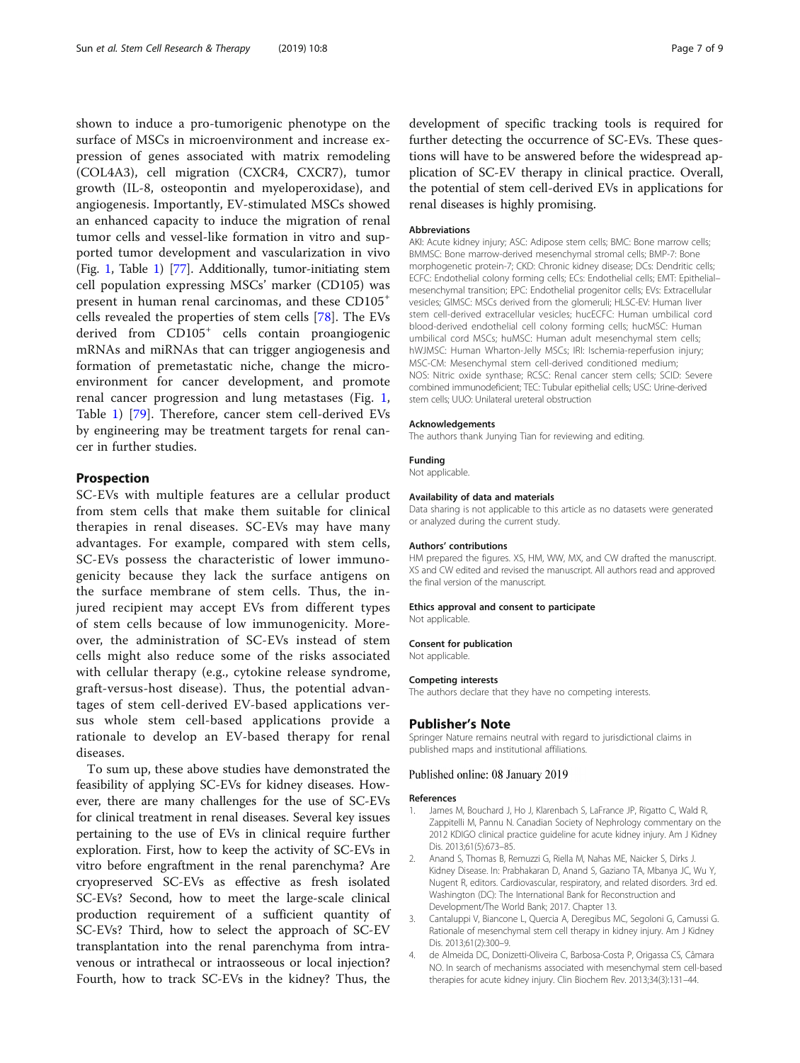shown to induce a pro-tumorigenic phenotype on the surface of MSCs in microenvironment and increase expression of genes associated with matrix remodeling (COL4A3), cell migration (CXCR4, CXCR7), tumor growth (IL-8, osteopontin and myeloperoxidase), and angiogenesis. Importantly, EV-stimulated MSCs showed an enhanced capacity to induce the migration of renal tumor cells and vessel-like formation in vitro and supported tumor development and vascularization in vivo (Fig. 1, Table 1) [77]. Additionally, tumor-initiating stem cell population expressing MSCs' marker (CD105) was present in human renal carcinomas, and these $CD105^+$ cells revealed the properties of stem cells [78]. The EVs derived from $CD105^+$ cells contain proangiogenic mRNAs and miRNAs that can trigger angiogenesis and formation of premetastatic niche, change the microenvironment for cancer development, and promote renal cancer progression and lung metastases (Fig. 1, Table 1) [79]. Therefore, cancer stem cell-derived EVs by engineering may be treatment targets for renal cancer in further studies.

## Prospection

SC-EVs with multiple features are a cellular product from stem cells that make them suitable for clinical therapies in renal diseases. SC-EVs may have many advantages. For example, compared with stem cells, SC-EVs possess the characteristic of lower immunogenicity because they lack the surface antigens on the surface membrane of stem cells. Thus, the injured recipient may accept EVs from different types of stem cells because of low immunogenicity. Moreover, the administration of SC-EVs instead of stem cells might also reduce some of the risks associated with cellular therapy (e.g., cytokine release syndrome, graft-versus-host disease). Thus, the potential advantages of stem cell-derived EV-based applications versus whole stem cell-based applications provide a rationale to develop an EV-based therapy for renal diseases.

To sum up, these above studies have demonstrated the feasibility of applying SC-EVs for kidney diseases. However, there are many challenges for the use of SC-EVs for clinical treatment in renal diseases. Several key issues pertaining to the use of EVs in clinical require further exploration. First, how to keep the activity of SC-EVs in vitro before engraftment in the renal parenchyma? Are cryopreserved SC-EVs as effective as fresh isolated SC-EVs? Second, how to meet the large-scale clinical production requirement of a sufficient quantity of SC-EVs? Third, how to select the approach of SC-EV transplantation into the renal parenchyma from intravenous or intrathecal or intraosseous or local injection? Fourth, how to track SC-EVs in the kidney? Thus, the development of specific tracking tools is required for further detecting the occurrence of SC-EVs. These questions will have to be answered before the widespread application of SC-EV therapy in clinical practice. Overall, the potential of stem cell-derived EVs in applications for renal diseases is highly promising.

#### Abbreviations

AKI: Acute kidney injury; ASC: Adipose stem cells; BMC: Bone marrow cells; BMMSC: Bone marrow-derived mesenchymal stromal cells; BMP-7: Bone morphogenetic protein-7; CKD: Chronic kidney disease; DCs: Dendritic cells; ECFC: Endothelial colony forming cells; ECs: Endothelial cells; EMT: Epithelial–mesenchymal transition; EPC: Endothelial progenitor cells; EVs: Extracellular vesicles; GlMSC: MSCs derived from the glomeruli; HLSC-EV: Human liver stem cell-derived extracellular vesicles; hucECFC: Human umbilical cord blood-derived endothelial cell colony forming cells; hucMSC: Human umbilical cord MSCs; huMSC: Human adult mesenchymal stem cells; hWJMSC: Human Wharton-Jelly MSCs; IRI: Ischemia-reperfusion injury; MSC-CM: Mesenchymal stem cell-derived conditioned medium; NOS: Nitric oxide synthase; RCSC: Renal cancer stem cells; SCID: Severe combined immunodeficient; TEC: Tubular epithelial cells; USC: Urine-derived stem cells; UUO: Unilateral ureteral obstruction

#### Acknowledgements

The authors thank Junying Tian for reviewing and editing.

#### Funding

Not applicable.

#### Availability of data and materials

Data sharing is not applicable to this article as no datasets were generated or analyzed during the current study.

#### Authors' contributions

HM prepared the figures. XS, HM, WW, MX, and CW drafted the manuscript. XS and CW edited and revised the manuscript. All authors read and approved the final version of the manuscript.

#### Ethics approval and consent to participate

Not applicable.

#### Consent for publication

Not applicable.

#### Competing interests

The authors declare that they have no competing interests.

## Publisher's Note

Springer Nature remains neutral with regard to jurisdictional claims in published maps and institutional affiliations.

Published online: 08 January 2019

#### References

1. James M, Bouchard J, Ho J, Klarenbach S, LaFrance JP, Rigatto C, Wald R, Zappitelli M, Pannu N. Canadian Society of Nephrology commentary on the 2012 KDIGO clinical practice guideline for acute kidney injury. Am J Kidney Dis. 2013;61(5):673–85.
2. Anand S, Thomas B, Remuzzi G, Riella M, Nahas ME, Naicker S, Dirks J. Kidney Disease. In: Prabhakaran D, Anand S, Gaziano TA, Mbanya JC, Wu Y, Nugent R, editors. Cardiovascular, respiratory, and related disorders. 3rd ed. Washington (DC): The International Bank for Reconstruction and Development/The World Bank; 2017. Chapter 13.
3. Cantaluppi V, Biancone L, Quercia A, Deregibus MC, Segoloni G, Camussi G. Rationale of mesenchymal stem cell therapy in kidney injury. Am J Kidney Dis. 2013;61(2):300–9.
4. de Almeida DC, Donizetti-Oliveira C, Barbosa-Costa P, Origassa CS, Câmara NO. In search of mechanisms associated with mesenchymal stem cell-based therapies for acute kidney injury. Clin Biochem Rev. 2013;34(3):131–44.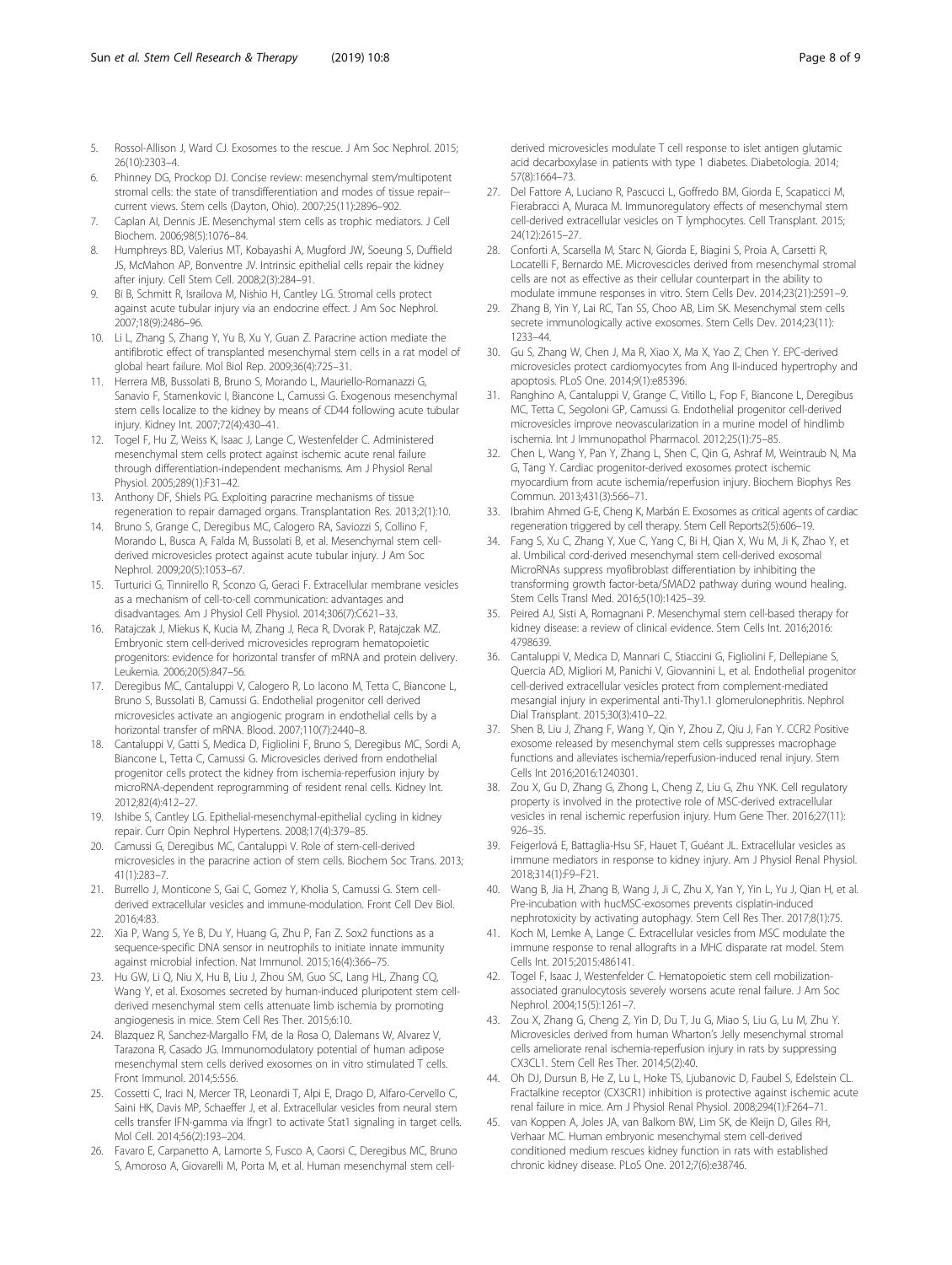5. Rossol-Allison J, Ward CJ. Exosomes to the rescue. J Am Soc Nephrol. 2015; 26(10):2303–4.
6. Phinney DG, Prockop DJ. Concise review: mesenchymal stem/multipotent stromal cells: the state of transdifferentiation and modes of tissue repair--current views. Stem cells (Dayton, Ohio). 2007;25(11):2896–902.
7. Caplan AI, Dennis JE. Mesenchymal stem cells as trophic mediators. J Cell Biochem. 2006;98(5):1076–84.
8. Humphreys BD, Valerius MT, Kobayashi A, Mugford JW, Soeung S, Duffield JS, McMahon AP, Bonventre JV. Intrinsic epithelial cells repair the kidney after injury. Cell Stem Cell. 2008;2(3):284–91.
9. Bi B, Schmitt R, Israilova M, Nishio H, Cantley LG. Stromal cells protect against acute tubular injury via an endocrine effect. J Am Soc Nephrol. 2007;18(9):2486–96.
10. Li L, Zhang S, Zhang Y, Yu B, Xu Y, Guan Z. Paracrine action mediate the antifibrotic effect of transplanted mesenchymal stem cells in a rat model of global heart failure. Mol Biol Rep. 2009;36(4):725–31.
11. Herrera MB, Bussolati B, Bruno S, Morando L, Mauriello-Romanazzi G, Sanavio F, Stamenkovic I, Biancone L, Camussi G. Exogenous mesenchymal stem cells localize to the kidney by means of CD44 following acute tubular injury. Kidney Int. 2007;72(4):430–41.
12. Togel F, Hu Z, Weiss K, Isaac J, Lange C, Westenfelder C. Administered mesenchymal stem cells protect against ischemic acute renal failure through differentiation-independent mechanisms. Am J Physiol Renal Physiol. 2005;289(1):F31–42.
13. Anthony DF, Shiels PG. Exploiting paracrine mechanisms of tissue regeneration to repair damaged organs. Transplantation Res. 2013;2(1):10.
14. Bruno S, Grange C, Deregibus MC, Calogero RA, Saviozzi S, Collino F, Morando L, Busca A, Falda M, Bussolati B, et al. Mesenchymal stem cell-derived microvesicles protect against acute tubular injury. J Am Soc Nephrol. 2009;20(5):1053–67.
15. Turturici G, Tinnirello R, Sconzo G, Geraci F. Extracellular membrane vesicles as a mechanism of cell-to-cell communication: advantages and disadvantages. Am J Physiol Cell Physiol. 2014;306(7):C621–33.
16. Ratajczak J, Miekus K, Kucia M, Zhang J, Reca R, Dvorak P, Ratajczak MZ. Embryonic stem cell-derived microvesicles reprogram hematopoietic progenitors: evidence for horizontal transfer of mRNA and protein delivery. Leukemia. 2006;20(5):847–56.
17. Deregibus MC, Cantaluppi V, Calogero R, Lo Iacono M, Tetta C, Biancone L, Bruno S, Bussolati B, Camussi G. Endothelial progenitor cell derived microvesicles activate an angiogenic program in endothelial cells by a horizontal transfer of mRNA. Blood. 2007;110(7):2440–8.
18. Cantaluppi V, Gatti S, Medica D, Figliolini F, Bruno S, Deregibus MC, Sordi A, Biancone L, Tetta C, Camussi G. Microvesicles derived from endothelial progenitor cells protect the kidney from ischemia-reperfusion injury by microRNA-dependent reprogramming of resident renal cells. Kidney Int. 2012;82(4):412–27.
19. Ishibe S, Cantley LG. Epithelial-mesenchymal-epithelial cycling in kidney repair. Curr Opin Nephrol Hypertens. 2008;17(4):379–85.
20. Camussi G, Deregibus MC, Cantaluppi V. Role of stem-cell-derived microvesicles in the paracrine action of stem cells. Biochem Soc Trans. 2013; 41(1):283–7.
21. Burrello J, Monticone S, Gai C, Gomez Y, Kholia S, Camussi G. Stem cell-derived extracellular vesicles and immune-modulation. Front Cell Dev Biol. 2016;4:83.
22. Xia P, Wang S, Ye B, Du Y, Huang G, Zhu P, Fan Z. Sox2 functions as a sequence-specific DNA sensor in neutrophils to initiate innate immunity against microbial infection. Nat Immunol. 2015;16(4):366–75.
23. Hu GW, Li Q, Niu X, Hu B, Liu J, Zhou SM, Guo SC, Lang HL, Zhang CQ, Wang Y, et al. Exosomes secreted by human-induced pluripotent stem cell-derived mesenchymal stem cells attenuate limb ischemia by promoting angiogenesis in mice. Stem Cell Res Ther. 2015;6:10.
24. Blazquez R, Sanchez-Margallo FM, de la Rosa O, Dalemans W, Alvarez V, Tarazona R, Casado JG. Immunomodulatory potential of human adipose mesenchymal stem cells derived exosomes on in vitro stimulated T cells. Front Immunol. 2014;5:556.
25. Cossetti C, Iraci N, Mercer TR, Leonardi T, Alpi E, Drago D, Alfaro-Cervello C, Saini HK, Davis MP, Schaeffer J, et al. Extracellular vesicles from neural stem cells transfer IFN-gamma via Ifngr1 to activate Stat1 signaling in target cells. Mol Cell. 2014;56(2):193–204.
26. Favaro E, Carpanetto A, Lamorte S, Fusco A, Caorsi C, Deregibus MC, Bruno S, Amoroso A, Giovarelli M, Porta M, et al. Human mesenchymal stem cell-derived microvesicles modulate T cell response to islet antigen glutamic acid decarboxylase in patients with type 1 diabetes. Diabetologia. 2014; 57(8):1664–73.
27. Del Fattore A, Luciano R, Pascucci L, Goffredo BM, Giorda E, Scapaticci M, Fierabracci A, Muraca M. Immunoregulatory effects of mesenchymal stem cell-derived extracellular vesicles on T lymphocytes. Cell Transplant. 2015; 24(12):2615–27.
28. Conforti A, Scarsella M, Starc N, Giorda E, Biagini S, Proia A, Carsetti R, Locatelli F, Bernardo ME. Microvescicles derived from mesenchymal stromal cells are not as effective as their cellular counterpart in the ability to modulate immune responses in vitro. Stem Cells Dev. 2014;23(21):2591–9.
29. Zhang B, Yin Y, Lai RC, Tan SS, Choo AB, Lim SK. Mesenchymal stem cells secrete immunologically active exosomes. Stem Cells Dev. 2014;23(11): 1233–44.
30. Gu S, Zhang W, Chen J, Ma R, Xiao X, Ma X, Yao Z, Chen Y. EPC-derived microvesicles protect cardiomyocytes from Ang II-induced hypertrophy and apoptosis. PLoS One. 2014;9(1):e85396.
31. Ranghino A, Cantaluppi V, Grange C, Vitillo L, Fop F, Biancone L, Deregibus MC, Tetta C, Segoloni GP, Camussi G. Endothelial progenitor cell-derived microvesicles improve neovascularization in a murine model of hindlimb ischemia. Int J Immunopathol Pharmacol. 2012;25(1):75–85.
32. Chen L, Wang Y, Pan Y, Zhang L, Shen C, Qin G, Ashraf M, Weintraub N, Ma G, Tang Y. Cardiac progenitor-derived exosomes protect ischemic myocardium from acute ischemia/reperfusion injury. Biochem Biophys Res Commun. 2013;431(3):566–71.
33. Ibrahim Ahmed G-E, Cheng K, Marbán E. Exosomes as critical agents of cardiac regeneration triggered by cell therapy. Stem Cell Reports2(5):606–19.
34. Fang S, Xu C, Zhang Y, Xue C, Yang C, Bi H, Qian X, Wu M, Ji K, Zhao Y, et al. Umbilical cord-derived mesenchymal stem cell-derived exosomal MicroRNAs suppress myofibroblast differentiation by inhibiting the transforming growth factor-beta/SMAD2 pathway during wound healing. Stem Cells Transl Med. 2016;5(10):1425–39.
35. Peired AJ, Sisti A, Romagnani P. Mesenchymal stem cell-based therapy for kidney disease: a review of clinical evidence. Stem Cells Int. 2016;2016: 4798639.
36. Cantaluppi V, Medica D, Mannari C, Stiaccini G, Figliolini F, Dellepiane S, Quercia AD, Migliori M, Panichi V, Giovannini L, et al. Endothelial progenitor cell-derived extracellular vesicles protect from complement-mediated mesangial injury in experimental anti-Thy1.1 glomerulonephritis. Nephrol Dial Transplant. 2015;30(3):410–22.
37. Shen B, Liu J, Zhang F, Wang Y, Qin Y, Zhou Z, Qiu J, Fan Y. CCR2 Positive exosome released by mesenchymal stem cells suppresses macrophage functions and alleviates ischemia/reperfusion-induced renal injury. Stem Cells Int 2016;2016:1240301.
38. Zou X, Gu D, Zhang G, Zhong L, Cheng Z, Liu G, Zhu YNK. Cell regulatory property is involved in the protective role of MSC-derived extracellular vesicles in renal ischemic reperfusion injury. Hum Gene Ther. 2016;27(11): 926–35.
39. Feigerlová E, Battaglia-Hsu SF, Hauet T, Guéant JL. Extracellular vesicles as immune mediators in response to kidney injury. Am J Physiol Renal Physiol. 2018;314(1):F9–F21.
40. Wang B, Jia H, Zhang B, Wang J, Ji C, Zhu X, Yan Y, Yin L, Yu J, Qian H, et al. Pre-incubation with hucMSC-exosomes prevents cisplatin-induced nephrotoxicity by activating autophagy. Stem Cell Res Ther. 2017;8(1):75.
41. Koch M, Lemke A, Lange C. Extracellular vesicles from MSC modulate the immune response to renal allografts in a MHC disparate rat model. Stem Cells Int. 2015;2015:486141.
42. Togel F, Isaac J, Westenfelder C. Hematopoietic stem cell mobilization-associated granulocytosis severely worsens acute renal failure. J Am Soc Nephrol. 2004;15(5):1261–7.
43. Zou X, Zhang G, Cheng Z, Yin D, Du T, Ju G, Miao S, Liu G, Lu M, Zhu Y. Microvesicles derived from human Wharton's Jelly mesenchymal stromal cells ameliorate renal ischemia-reperfusion injury in rats by suppressing CX3CL1. Stem Cell Res Ther. 2014;5(2):40.
44. Oh DJ, Dursun B, He Z, Lu L, Hoke TS, Ljubanovic D, Faubel S, Edelstein CL. Fractalkine receptor (CX3CR1) inhibition is protective against ischemic acute renal failure in mice. Am J Physiol Renal Physiol. 2008;294(1):F264–71.
45. van Koppen A, Joles JA, van Balkom BW, Lim SK, de Kleijn D, Giles RH, Verhaar MC. Human embryonic mesenchymal stem cell-derived conditioned medium rescues kidney function in rats with established chronic kidney disease. PLoS One. 2012;7(6):e38746.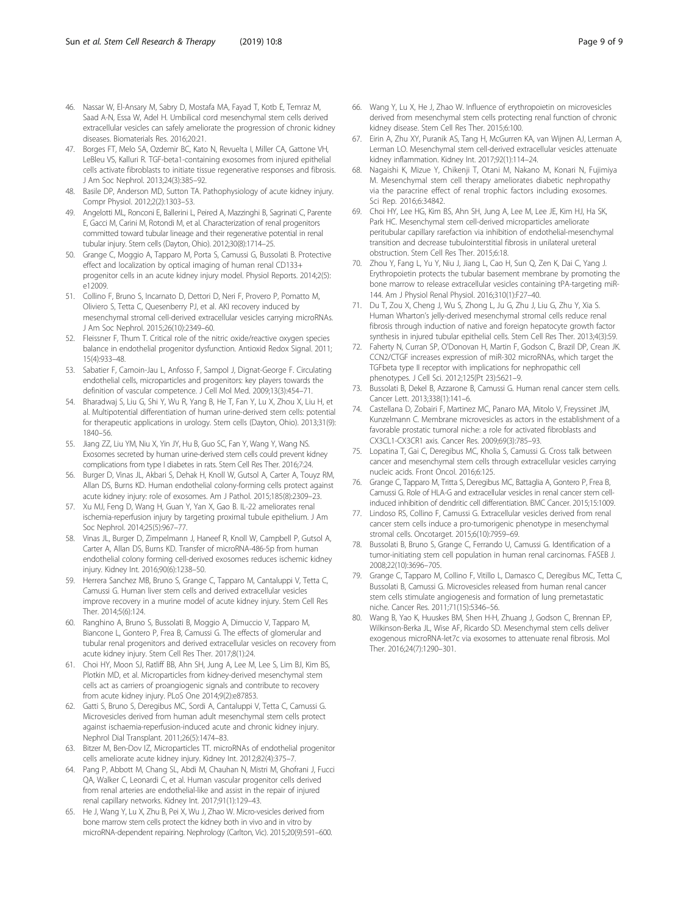46. Nassar W, El-Ansary M, Sabry D, Mostafa MA, Fayad T, Kotb E, Temraz M, Saad A-N, Essa W, Adel H. Umbilical cord mesenchymal stem cells derived extracellular vesicles can safely ameliorate the progression of chronic kidney diseases. Biomaterials Res. 2016;20:21.
47. Borges FT, Melo SA, Ozdemir BC, Kato N, Revuelta I, Miller CA, Gattone VH, LeBleu VS, Kalluri R. TGF-beta1-containing exosomes from injured epithelial cells activate fibroblasts to initiate tissue regenerative responses and fibrosis. J Am Soc Nephrol. 2013;24(3):385–92.
48. Basile DP, Anderson MD, Sutton TA. Pathophysiology of acute kidney injury. Compr Physiol. 2012;2(2):1303–53.
49. Angelotti ML, Ronconi E, Ballerini L, Peired A, Mazzinghi B, Sagrinati C, Parente E, Gacci M, Carini M, Rotondi M, et al. Characterization of renal progenitors committed toward tubular lineage and their regenerative potential in renal tubular injury. Stem cells (Dayton, Ohio). 2012;30(8):1714–25.
50. Grange C, Moggio A, Tapparo M, Porta S, Camussi G, Bussolati B. Protective effect and localization by optical imaging of human renal CD133+ progenitor cells in an acute kidney injury model. Physiol Reports. 2014;2(5):e12009.
51. Collino F, Bruno S, Incarnato D, Dettori D, Neri F, Provero P, Pomatto M, Oliviero S, Tetta C, Quesenberry PJ, et al. AKI recovery induced by mesenchymal stromal cell-derived extracellular vesicles carrying microRNAs. J Am Soc Nephrol. 2015;26(10):2349–60.
52. Fleissner F, Thum T. Critical role of the nitric oxide/reactive oxygen species balance in endothelial progenitor dysfunction. Antioxid Redox Signal. 2011;15(4):933–48.
53. Sabatier F, Camoin-Jau L, Anfosso F, Sampol J, Dignat-George F. Circulating endothelial cells, microparticles and progenitors: key players towards the definition of vascular competence. J Cell Mol Med. 2009;13(3):454–71.
54. Bharadwaj S, Liu G, Shi Y, Wu R, Yang B, He T, Fan Y, Lu X, Zhou X, Liu H, et al. Multipotential differentiation of human urine-derived stem cells: potential for therapeutic applications in urology. Stem cells (Dayton, Ohio). 2013;31(9):1840–56.
55. Jiang ZZ, Liu YM, Niu X, Yin JY, Hu B, Guo SC, Fan Y, Wang Y, Wang NS. Exosomes secreted by human urine-derived stem cells could prevent kidney complications from type I diabetes in rats. Stem Cell Res Ther. 2016;7:24.
56. Burger D, Vinas JL, Akbari S, Dehak H, Knoll W, Gutsol A, Carter A, Touyz RM, Allan DS, Burns KD. Human endothelial colony-forming cells protect against acute kidney injury: role of exosomes. Am J Pathol. 2015;185(8):2309–23.
57. Xu MJ, Feng D, Wang H, Guan Y, Yan X, Gao B. IL-22 ameliorates renal ischemia-reperfusion injury by targeting proximal tubule epithelium. J Am Soc Nephrol. 2014;25(5):967–77.
58. Vinas JL, Burger D, Zimpelmann J, Haneef R, Knoll W, Campbell P, Gutsol A, Carter A, Allan DS, Burns KD. Transfer of microRNA-486-5p from human endothelial colony forming cell-derived exosomes reduces ischemic kidney injury. Kidney Int. 2016;90(6):1238–50.
59. Herrera Sanchez MB, Bruno S, Grange C, Tapparo M, Cantaluppi V, Tetta C, Camussi G. Human liver stem cells and derived extracellular vesicles improve recovery in a murine model of acute kidney injury. Stem Cell Res Ther. 2014;5(6):124.
60. Ranghino A, Bruno S, Bussolati B, Moggio A, Dimuccio V, Tapparo M, Biancone L, Gontero P, Frea B, Camussi G. The effects of glomerular and tubular renal progenitors and derived extracellular vesicles on recovery from acute kidney injury. Stem Cell Res Ther. 2017;8(1):24.
61. Choi HY, Moon SJ, Ratliff BB, Ahn SH, Jung A, Lee M, Lee S, Lim BJ, Kim BS, Plotkin MD, et al. Microparticles from kidney-derived mesenchymal stem cells act as carriers of proangiogenic signals and contribute to recovery from acute kidney injury. PLoS One 2014;9(2):e87853.
62. Gatti S, Bruno S, Deregibus MC, Sordi A, Cantaluppi V, Tetta C, Camussi G. Microvesicles derived from human adult mesenchymal stem cells protect against ischaemia-reperfusion-induced acute and chronic kidney injury. Nephrol Dial Transplant. 2011;26(5):1474–83.
63. Bitzer M, Ben-Dov IZ, Microparticles TT. microRNAs of endothelial progenitor cells ameliorate acute kidney injury. Kidney Int. 2012;82(4):375–7.
64. Pang P, Abbott M, Chang SL, Abdi M, Chauhan N, Mistri M, Ghofrani J, Fucci QA, Walker C, Leonardi C, et al. Human vascular progenitor cells derived from renal arteries are endothelial-like and assist in the repair of injured renal capillary networks. Kidney Int. 2017;91(1):129–43.
65. He J, Wang Y, Lu X, Zhu B, Pei X, Wu J, Zhao W. Micro-vesicles derived from bone marrow stem cells protect the kidney both in vivo and in vitro by microRNA-dependent repairing. Nephrology (Carlton, Vic). 2015;20(9):591–600.
66. Wang Y, Lu X, He J, Zhao W. Influence of erythropoietin on microvesicles derived from mesenchymal stem cells protecting renal function of chronic kidney disease. Stem Cell Res Ther. 2015;6:100.
67. Eirin A, Zhu XY, Puranik AS, Tang H, McGurren KA, van Wijnen AJ, Lerman A, Lerman LO. Mesenchymal stem cell-derived extracellular vesicles attenuate kidney inflammation. Kidney Int. 2017;92(1):114–24.
68. Nagaishi K, Mizue Y, Chikenji T, Otani M, Nakano M, Konari N, Fujimiya M. Mesenchymal stem cell therapy ameliorates diabetic nephropathy via the paracrine effect of renal trophic factors including exosomes. Sci Rep. 2016;6:34842.
69. Choi HY, Lee HG, Kim BS, Ahn SH, Jung A, Lee M, Lee JE, Kim HJ, Ha SK, Park HC. Mesenchymal stem cell-derived microparticles ameliorate peritubular capillary rarefaction via inhibition of endothelial-mesenchymal transition and decrease tubulointerstitial fibrosis in unilateral ureteral obstruction. Stem Cell Res Ther. 2015;6:18.
70. Zhou Y, Fang L, Yu Y, Niu J, Jiang L, Cao H, Sun Q, Zen K, Dai C, Yang J. Erythropoietin protects the tubular basement membrane by promoting the bone marrow to release extracellular vesicles containing tPA-targeting miR-144. Am J Physiol Renal Physiol. 2016;310(1):F27–40.
71. Du T, Zou X, Cheng J, Wu S, Zhong L, Ju G, Zhu J, Liu G, Zhu Y, Xia S. Human Wharton's jelly-derived mesenchymal stromal cells reduce renal fibrosis through induction of native and foreign hepatocyte growth factor synthesis in injured tubular epithelial cells. Stem Cell Res Ther. 2013;4(3):59.
72. Faherty N, Curran SP, O'Donovan H, Martin F, Godson C, Brazil DP, Crean JK. CCN2/CTGF increases expression of miR-302 microRNAs, which target the TGFbeta type II receptor with implications for nephropathic cell phenotypes. J Cell Sci. 2012;125(Pt 23):5621–9.
73. Bussolati B, Dekel B, Azzarone B, Camussi G. Human renal cancer stem cells. Cancer Lett. 2013;338(1):141–6.
74. Castellana D, Zobairi F, Martinez MC, Panaro MA, Mitolo V, Freyssinet JM, Kunzelmann C. Membrane microvesicles as actors in the establishment of a favorable prostatic tumoral niche: a role for activated fibroblasts and CX3CL1-CX3CR1 axis. Cancer Res. 2009;69(3):785–93.
75. Lopatina T, Gai C, Deregibus MC, Kholia S, Camussi G. Cross talk between cancer and mesenchymal stem cells through extracellular vesicles carrying nucleic acids. Front Oncol. 2016;6:125.
76. Grange C, Tapparo M, Tritta S, Deregibus MC, Battaglia A, Gontero P, Frea B, Camussi G. Role of HLA-G and extracellular vesicles in renal cancer stem cell-induced inhibition of dendritic cell differentiation. BMC Cancer. 2015;15:1009.
77. Lindoso RS, Collino F, Camussi G. Extracellular vesicles derived from renal cancer stem cells induce a pro-tumorigenic phenotype in mesenchymal stromal cells. Oncotarget. 2015;6(10):7959–69.
78. Bussolati B, Bruno S, Grange C, Ferrando U, Camussi G. Identification of a tumor-initiating stem cell population in human renal carcinomas. FASEB J. 2008;22(10):3696–705.
79. Grange C, Tapparo M, Collino F, Vitillo L, Damasco C, Deregibus MC, Tetta C, Bussolati B, Camussi G. Microvesicles released from human renal cancer stem cells stimulate angiogenesis and formation of lung premetastatic niche. Cancer Res. 2011;71(15):5346–56.
80. Wang B, Yao K, Huuskes BM, Shen H-H, Zhuang J, Godson C, Brennan EP, Wilkinson-Berka JL, Wise AF, Ricardo SD. Mesenchymal stem cells deliver exogenous microRNA-let7c via exosomes to attenuate renal fibrosis. Mol Ther. 2016;24(7):1290–301.